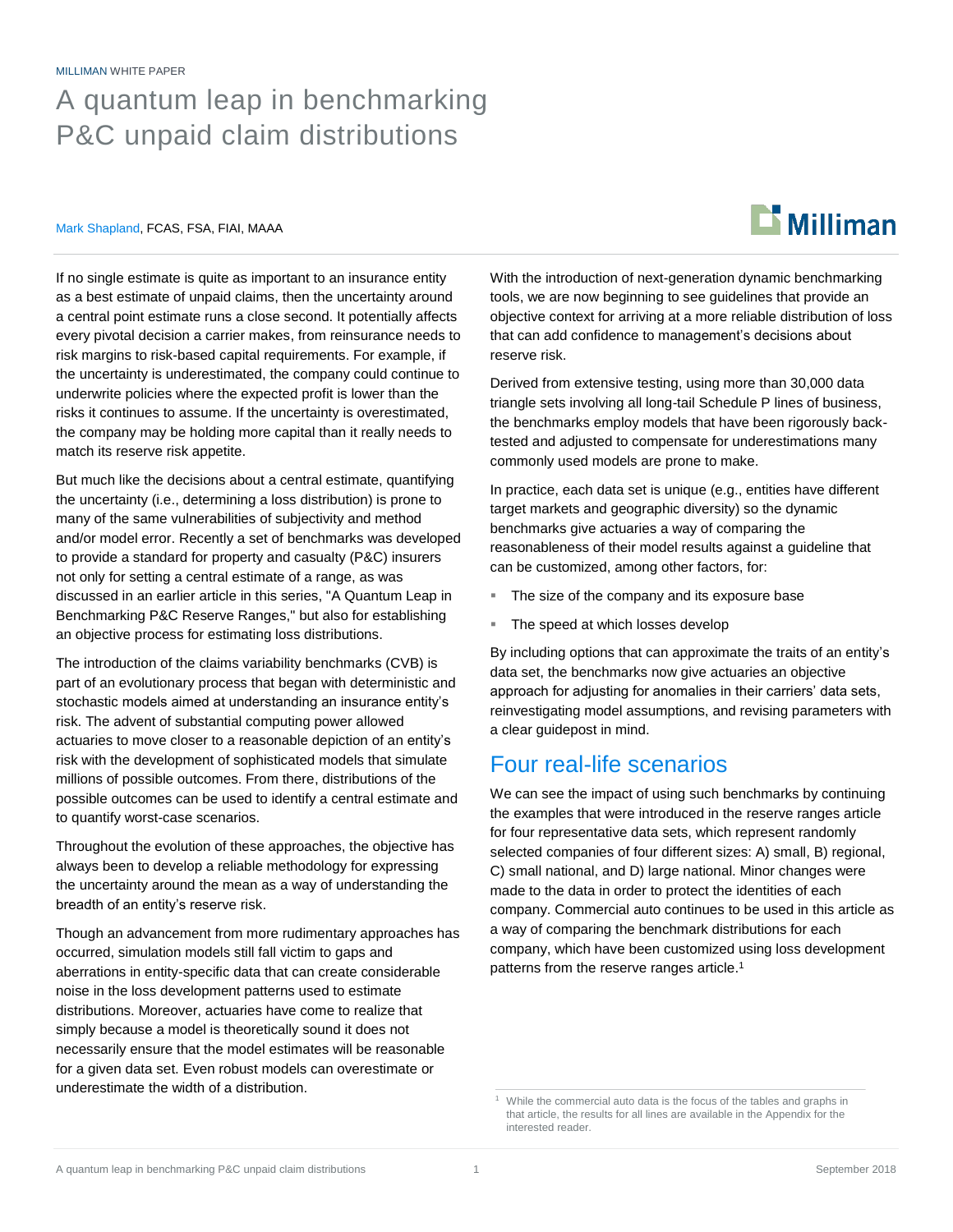MILLIMAN WHITE PAPER

# A quantum leap in benchmarking P&C unpaid claim distributions

Mark Shapland, FCAS, FSA, FIAI, MAAA

If no single estimate is quite as important to an insurance entity as a best estimate of unpaid claims, then the uncertainty around a central point estimate runs a close second. It potentially affects every pivotal decision a carrier makes, from reinsurance needs to risk margins to risk-based capital requirements. For example, if the uncertainty is underestimated, the company could continue to underwrite policies where the expected profit is lower than the risks it continues to assume. If the uncertainty is overestimated, the company may be holding more capital than it really needs to match its reserve risk appetite.

But much like the decisions about a central estimate, quantifying the uncertainty (i.e., determining a loss distribution) is prone to many of the same vulnerabilities of subjectivity and method and/or model error. Recently a set of benchmarks was developed to provide a standard for property and casualty (P&C) insurers not only for setting a central estimate of a range, as was discussed in an earlier article in this series, "A Quantum Leap in Benchmarking P&C Reserve Ranges," but also for establishing an objective process for estimating loss distributions.

The introduction of the claims variability benchmarks (CVB) is part of an evolutionary process that began with deterministic and stochastic models aimed at understanding an insurance entity's risk. The advent of substantial computing power allowed actuaries to move closer to a reasonable depiction of an entity's risk with the development of sophisticated models that simulate millions of possible outcomes. From there, distributions of the possible outcomes can be used to identify a central estimate and to quantify worst-case scenarios.

Throughout the evolution of these approaches, the objective has always been to develop a reliable methodology for expressing the uncertainty around the mean as a way of understanding the breadth of an entity's reserve risk.

Though an advancement from more rudimentary approaches has occurred, simulation models still fall victim to gaps and aberrations in entity-specific data that can create considerable noise in the loss development patterns used to estimate distributions. Moreover, actuaries have come to realize that simply because a model is theoretically sound it does not necessarily ensure that the model estimates will be reasonable for a given data set. Even robust models can overestimate or underestimate the width of a distribution.

With the introduction of next-generation dynamic benchmarking tools, we are now beginning to see guidelines that provide an objective context for arriving at a more reliable distribution of loss that can add confidence to management's decisions about reserve risk.

Derived from extensive testing, using more than 30,000 data triangle sets involving all long-tail Schedule P lines of business, the benchmarks employ models that have been rigorously back-tested and adjusted to compensate for underestimations many commonly used models are prone to make.

In practice, each data set is unique (e.g., entities have different target markets and geographic diversity) so the dynamic benchmarks give actuaries a way of comparing the reasonableness of their model results against a guideline that can be customized, among other factors, for:

- The size of the company and its exposure base
- The speed at which losses develop

By including options that can approximate the traits of an entity's data set, the benchmarks now give actuaries an objective approach for adjusting for anomalies in their carriers' data sets, reinvestigating model assumptions, and revising parameters with a clear guidepost in mind.

## Four real-life scenarios

We can see the impact of using such benchmarks by continuing the examples that were introduced in the reserve ranges article for four representative data sets, which represent randomly selected companies of four different sizes: A) small, B) regional, C) small national, and D) large national. Minor changes were made to the data in order to protect the identities of each company. Commercial auto continues to be used in this article as a way of comparing the benchmark distributions for each company, which have been customized using loss development patterns from the reserve ranges article.[1]

[1] While the commercial auto data is the focus of the tables and graphs in that article, the results for all lines are available in the Appendix for the interested reader.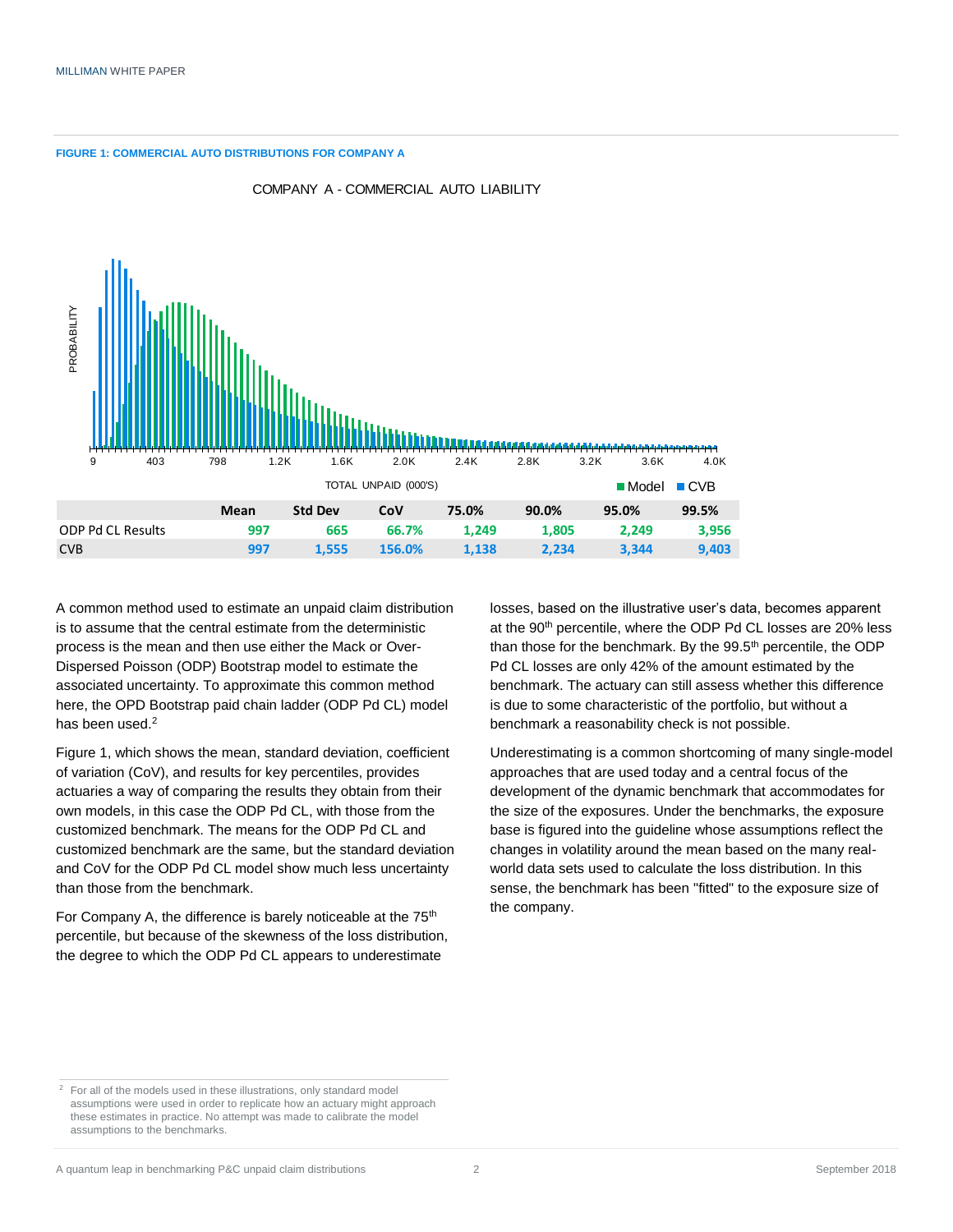**FIGURE 1: COMMERCIAL AUTO DISTRIBUTIONS FOR COMPANY A**

| | Mean | Std Dev | CoV | 75.0% | 90.0% | 95.0% | 99.5% |
|---|---|---|---|---|---|---|---|
| ODP Pd CL Results | 997 | 665 | 66.7% | 1,249 | 1,805 | 2,249 | 3,956 |
| CVB | 997 | 1,555 | 156.0% | 1,138 | 2,234 | 3,344 | 9,403 |

A common method used to estimate an unpaid claim distribution is to assume that the central estimate from the deterministic process is the mean and then use either the Mack or Over-Dispersed Poisson (ODP) Bootstrap model to estimate the associated uncertainty. To approximate this common method here, the OPD Bootstrap paid chain ladder (ODP Pd CL) model has been used.[2]

Figure 1, which shows the mean, standard deviation, coefficient of variation (CoV), and results for key percentiles, provides actuaries a way of comparing the results they obtain from their own models, in this case the ODP Pd CL, with those from the customized benchmark. The means for the ODP Pd CL and customized benchmark are the same, but the standard deviation and CoV for the ODP Pd CL model show much less uncertainty than those from the benchmark.

For Company A, the difference is barely noticeable at the 75th percentile, but because of the skewness of the loss distribution, the degree to which the ODP Pd CL appears to underestimate losses, based on the illustrative user's data, becomes apparent at the 90th percentile, where the ODP Pd CL losses are 20% less than those for the benchmark. By the 99.5th percentile, the ODP Pd CL losses are only 42% of the amount estimated by the benchmark. The actuary can still assess whether this difference is due to some characteristic of the portfolio, but without a benchmark a reasonability check is not possible.

Underestimating is a common shortcoming of many single-model approaches that are used today and a central focus of the development of the dynamic benchmark that accommodates for the size of the exposures. Under the benchmarks, the exposure base is figured into the guideline whose assumptions reflect the changes in volatility around the mean based on the many real-world data sets used to calculate the loss distribution. In this sense, the benchmark has been "fitted" to the exposure size of the company.

[2] For all of the models used in these illustrations, only standard model assumptions were used in order to replicate how an actuary might approach these estimates in practice. No attempt was made to calibrate the model assumptions to the benchmarks.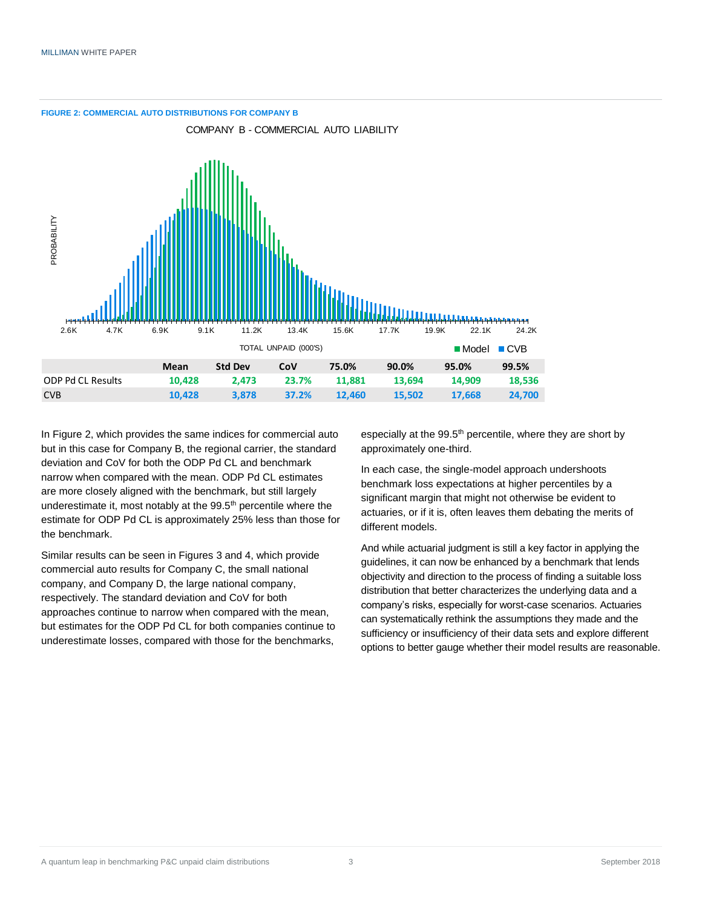**FIGURE 2: COMMERCIAL AUTO DISTRIBUTIONS FOR COMPANY B**

COMPANY B - COMMERCIAL AUTO LIABILITY

| | Mean | Std Dev | CoV | 75.0% | 90.0% | 95.0% | 99.5% |
|---|---|---|---|---|---|---|---|
| ODP Pd CL Results | 10,428 | 2,473 | 23.7% | 11,881 | 13,694 | 14,909 | 18,536 |
| CVB | 10,428 | 3,878 | 37.2% | 12,460 | 15,502 | 17,668 | 24,700 |

In Figure 2, which provides the same indices for commercial auto but in this case for Company B, the regional carrier, the standard deviation and CoV for both the ODP Pd CL and benchmark narrow when compared with the mean. ODP Pd CL estimates are more closely aligned with the benchmark, but still largely underestimate it, most notably at the 99.5th percentile where the estimate for ODP Pd CL is approximately 25% less than those for the benchmark.

Similar results can be seen in Figures 3 and 4, which provide commercial auto results for Company C, the small national company, and Company D, the large national company, respectively. The standard deviation and CoV for both approaches continue to narrow when compared with the mean, but estimates for the ODP Pd CL for both companies continue to underestimate losses, compared with those for the benchmarks, especially at the 99.5th percentile, where they are short by approximately one-third.

In each case, the single-model approach undershoots benchmark loss expectations at higher percentiles by a significant margin that might not otherwise be evident to actuaries, or if it is, often leaves them debating the merits of different models.

And while actuarial judgment is still a key factor in applying the guidelines, it can now be enhanced by a benchmark that lends objectivity and direction to the process of finding a suitable loss distribution that better characterizes the underlying data and a company's risks, especially for worst-case scenarios. Actuaries can systematically rethink the assumptions they made and the sufficiency or insufficiency of their data sets and explore different options to better gauge whether their model results are reasonable.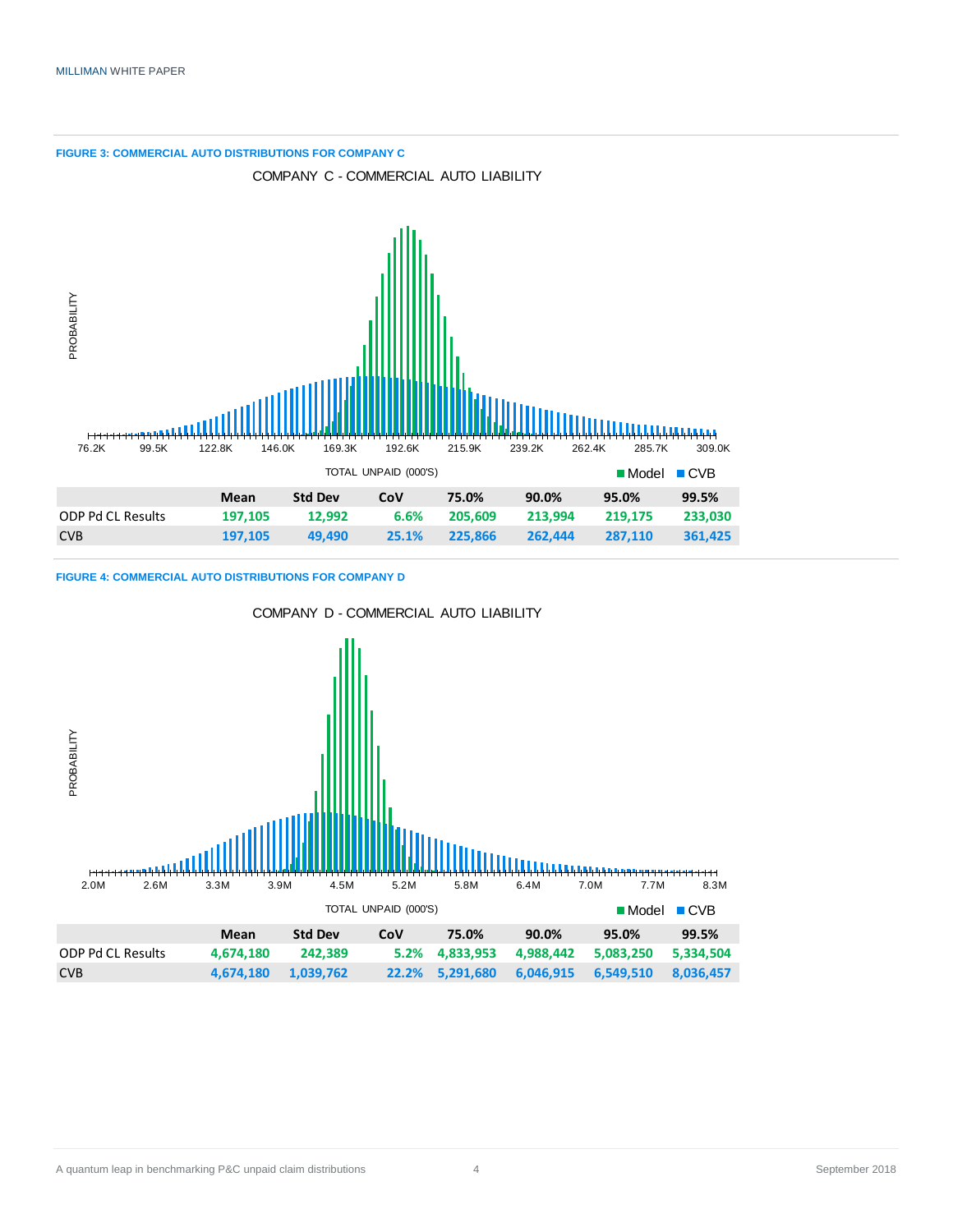**FIGURE 3: COMMERCIAL AUTO DISTRIBUTIONS FOR COMPANY C**

COMPANY C - COMMERCIAL AUTO LIABILITY

|  | Mean | Std Dev | CoV | 75.0% | 90.0% | 95.0% | 99.5% |
|---|---|---|---|---|---|---|---|
| ODP Pd CL Results | 197,105 | 12,992 | 6.6% | 205,609 | 213,994 | 219,175 | 233,030 |
| CVB | 197,105 | 49,490 | 25.1% | 225,866 | 262,444 | 287,110 | 361,425 |

**FIGURE 4: COMMERCIAL AUTO DISTRIBUTIONS FOR COMPANY D**

COMPANY D - COMMERCIAL AUTO LIABILITY

|  | Mean | Std Dev | CoV | 75.0% | 90.0% | 95.0% | 99.5% |
|---|---|---|---|---|---|---|---|
| ODP Pd CL Results | 4,674,180 | 242,389 | 5.2% | 4,833,953 | 4,988,442 | 5,083,250 | 5,334,504 |
| CVB | 4,674,180 | 1,039,762 | 22.2% | 5,291,680 | 6,046,915 | 6,549,510 | 8,036,457 |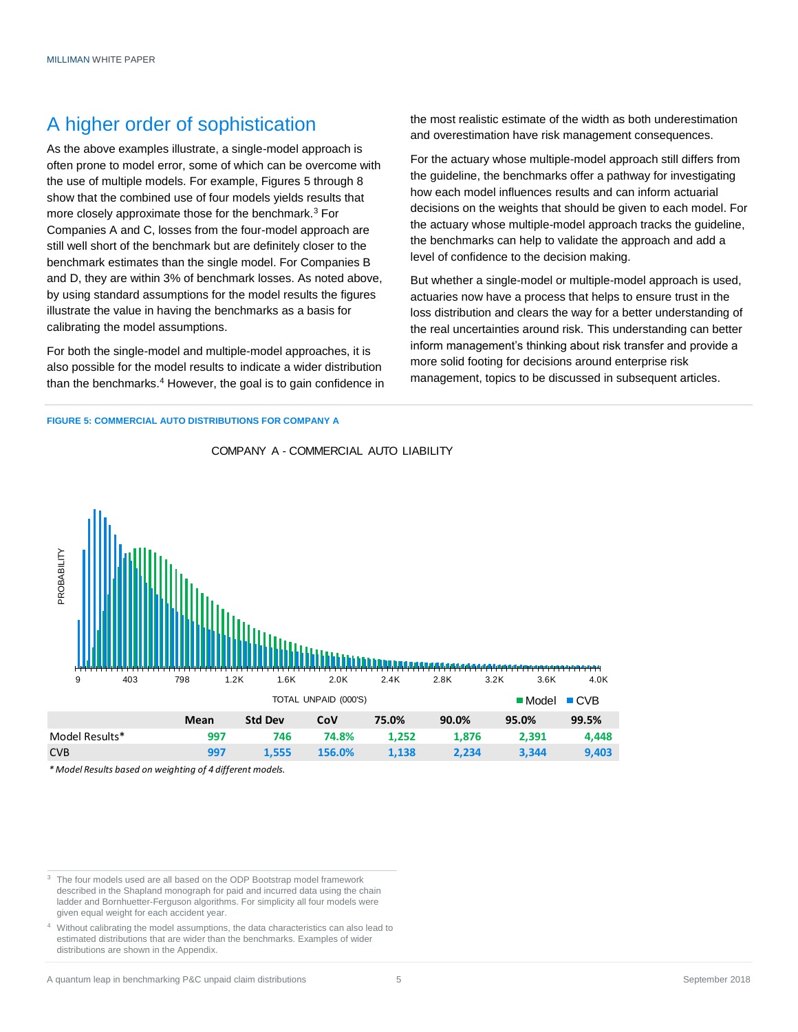## A higher order of sophistication

As the above examples illustrate, a single-model approach is often prone to model error, some of which can be overcome with the use of multiple models. For example, Figures 5 through 8 show that the combined use of four models yields results that more closely approximate those for the benchmark.[3] For Companies A and C, losses from the four-model approach are still well short of the benchmark but are definitely closer to the benchmark estimates than the single model. For Companies B and D, they are within 3% of benchmark losses. As noted above, by using standard assumptions for the model results the figures illustrate the value in having the benchmarks as a basis for calibrating the model assumptions.

For both the single-model and multiple-model approaches, it is also possible for the model results to indicate a wider distribution than the benchmarks.[4] However, the goal is to gain confidence in the most realistic estimate of the width as both underestimation and overestimation have risk management consequences.

For the actuary whose multiple-model approach still differs from the guideline, the benchmarks offer a pathway for investigating how each model influences results and can inform actuarial decisions on the weights that should be given to each model. For the actuary whose multiple-model approach tracks the guideline, the benchmarks can help to validate the approach and add a level of confidence to the decision making.

But whether a single-model or multiple-model approach is used, actuaries now have a process that helps to ensure trust in the loss distribution and clears the way for a better understanding of the real uncertainties around risk. This understanding can better inform management's thinking about risk transfer and provide a more solid footing for decisions around enterprise risk management, topics to be discussed in subsequent articles.

**FIGURE 5: COMMERCIAL AUTO DISTRIBUTIONS FOR COMPANY A**

COMPANY A - COMMERCIAL AUTO LIABILITY

|  | Mean | Std Dev | CoV | 75.0% | 90.0% | 95.0% | 99.5% |
|---|---|---|---|---|---|---|---|
| Model Results* | 997 | 746 | 74.8% | 1,252 | 1,876 | 2,391 | 4,448 |
| CVB | 997 | 1,555 | 156.0% | 1,138 | 2,234 | 3,344 | 9,403 |

*\* Model Results based on weighting of 4 different models.*

[3] The four models used are all based on the ODP Bootstrap model framework described in the Shapland monograph for paid and incurred data using the chain ladder and Bornhuetter-Ferguson algorithms. For simplicity all four models were given equal weight for each accident year.

[4] Without calibrating the model assumptions, the data characteristics can also lead to estimated distributions that are wider than the benchmarks. Examples of wider distributions are shown in the Appendix.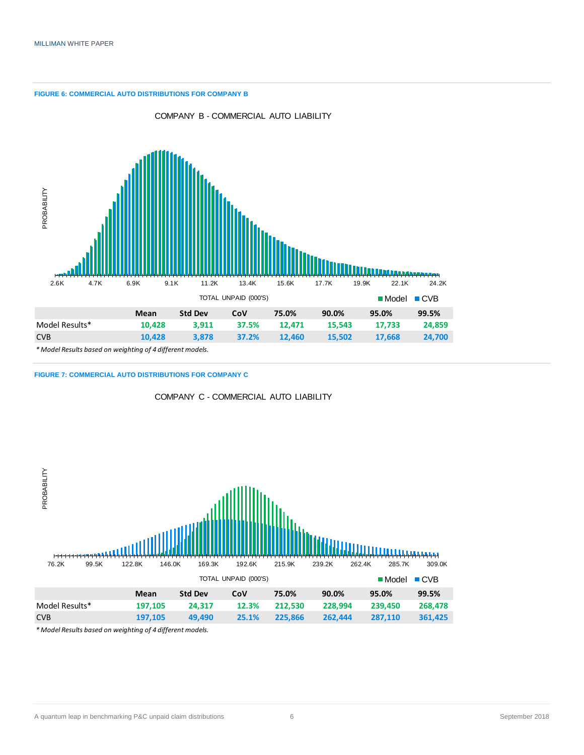**FIGURE 6: COMMERCIAL AUTO DISTRIBUTIONS FOR COMPANY B**

COMPANY B - COMMERCIAL AUTO LIABILITY

| | Mean | Std Dev | CoV | 75.0% | 90.0% | 95.0% | 99.5% |
|---|---|---|---|---|---|---|---|
| Model Results* | 10,428 | 3,911 | 37.5% | 12,471 | 15,543 | 17,733 | 24,859 |
| CVB | 10,428 | 3,878 | 37.2% | 12,460 | 15,502 | 17,668 | 24,700 |

*\* Model Results based on weighting of 4 different models.*

**FIGURE 7: COMMERCIAL AUTO DISTRIBUTIONS FOR COMPANY C**

COMPANY C - COMMERCIAL AUTO LIABILITY

| | Mean | Std Dev | CoV | 75.0% | 90.0% | 95.0% | 99.5% |
|---|---|---|---|---|---|---|---|
| Model Results* | 197,105 | 24,317 | 12.3% | 212,530 | 228,994 | 239,450 | 268,478 |
| CVB | 197,105 | 49,490 | 25.1% | 225,866 | 262,444 | 287,110 | 361,425 |

*\* Model Results based on weighting of 4 different models.*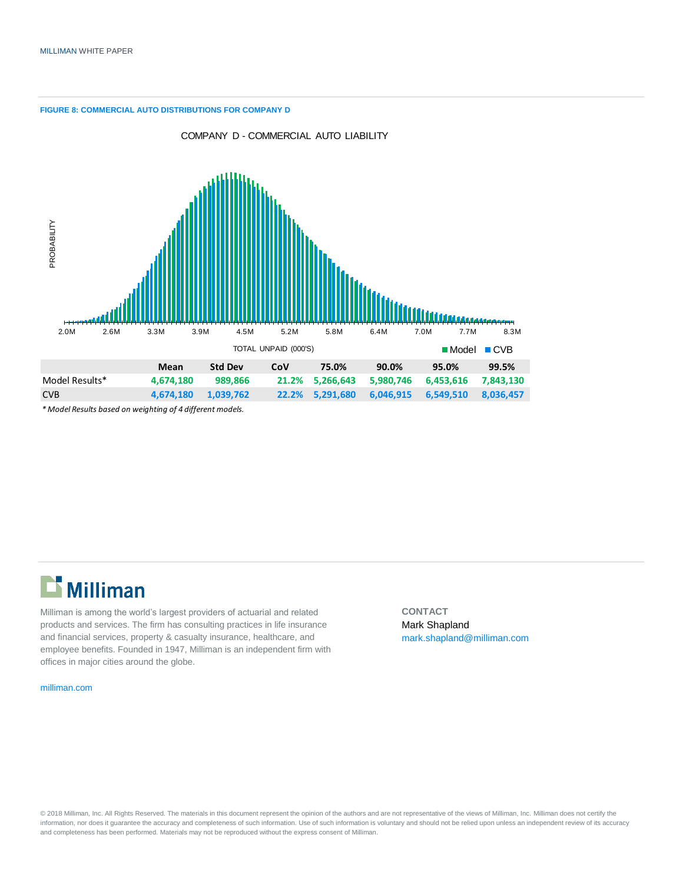**FIGURE 8: COMMERCIAL AUTO DISTRIBUTIONS FOR COMPANY D**

COMPANY D - COMMERCIAL AUTO LIABILITY

| | Mean | Std Dev | CoV | 75.0% | 90.0% | 95.0% | 99.5% |
|---|---|---|---|---|---|---|---|
| Model Results* | 4,674,180 | 989,866 | 21.2% | 5,266,643 | 5,980,746 | 6,453,616 | 7,843,130 |
| CVB | 4,674,180 | 1,039,762 | 22.2% | 5,291,680 | 6,046,915 | 6,549,510 | 8,036,457 |

*\* Model Results based on weighting of 4 different models.*

Milliman is among the world's largest providers of actuarial and related products and services. The firm has consulting practices in life insurance and financial services, property & casualty insurance, healthcare, and employee benefits. Founded in 1947, Milliman is an independent firm with offices in major cities around the globe.

milliman.com

**CONTACT**

Mark Shapland
mark.shapland@milliman.com

© 2018 Milliman, Inc. All Rights Reserved. The materials in this document represent the opinion of the authors and are not representative of the views of Milliman, Inc. Milliman does not certify the information, nor does it guarantee the accuracy and completeness of such information. Use of such information is voluntary and should not be relied upon unless an independent review of its accuracy and completeness has been performed. Materials may not be reproduced without the express consent of Milliman.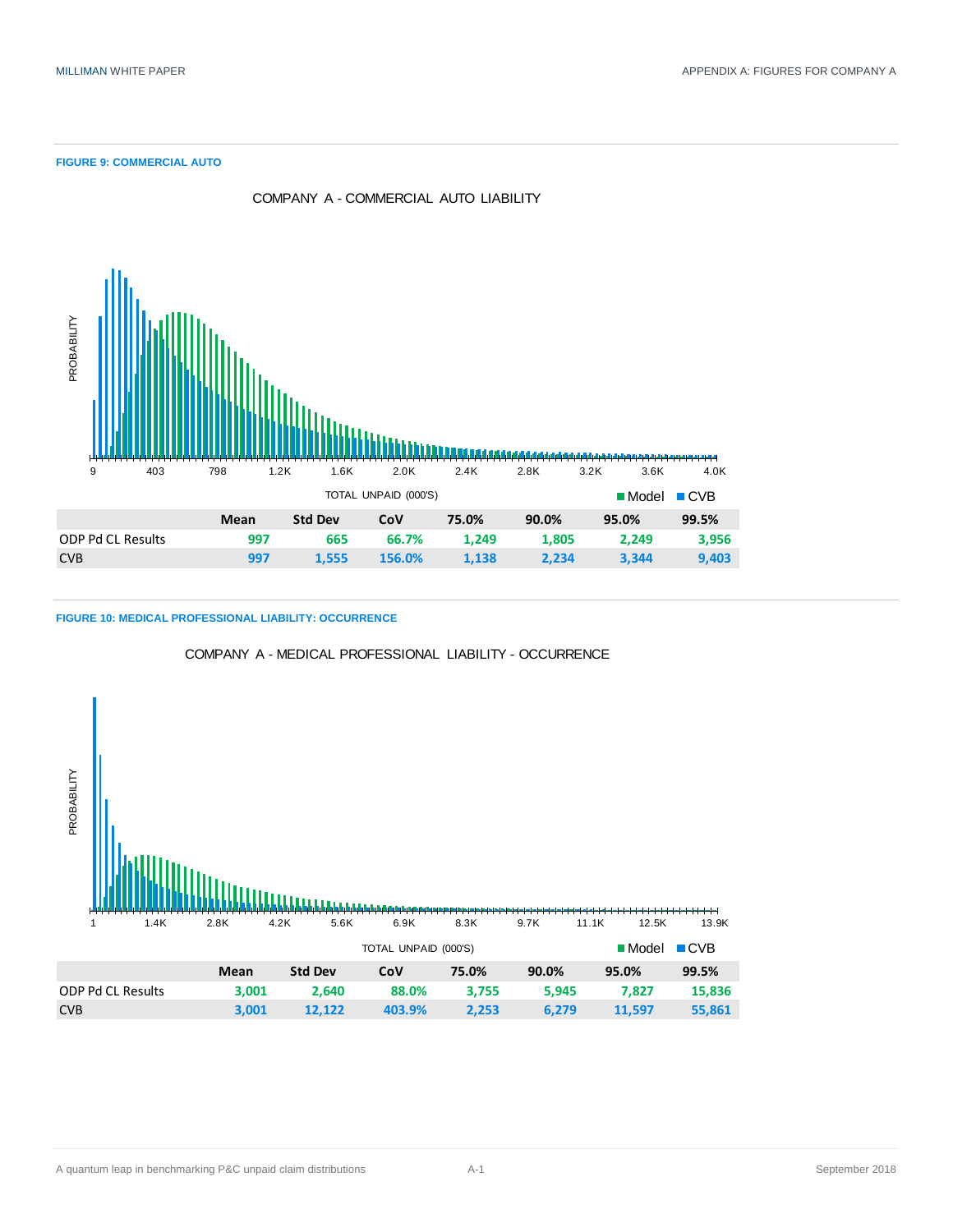**FIGURE 9: COMMERCIAL AUTO**

COMPANY A - COMMERCIAL AUTO LIABILITY

PROBABILITY

9 | 403 | 798 | 1.2K | 1.6K | 2.0K | 2.4K | 2.8K | 3.2K | 3.6K | 4.0K

TOTAL UNPAID (000'S)

■ Model ■ CVB

| | Mean | Std Dev | CoV | 75.0% | 90.0% | 95.0% | 99.5% |
|---|---|---|---|---|---|---|---|
| ODP Pd CL Results | 997 | 665 | 66.7% | 1,249 | 1,805 | 2,249 | 3,956 |
| CVB | 997 | 1,555 | 156.0% | 1,138 | 2,234 | 3,344 | 9,403 |

**FIGURE 10: MEDICAL PROFESSIONAL LIABILITY: OCCURRENCE**

COMPANY A - MEDICAL PROFESSIONAL LIABILITY - OCCURRENCE

PROBABILITY

1 | 1.4K | 2.8K | 4.2K | 5.6K | 6.9K | 8.3K | 9.7K | 11.1K | 12.5K | 13.9K

TOTAL UNPAID (000'S)

■ Model ■ CVB

| | Mean | Std Dev | CoV | 75.0% | 90.0% | 95.0% | 99.5% |
|---|---|---|---|---|---|---|---|
| ODP Pd CL Results | 3,001 | 2,640 | 88.0% | 3,755 | 5,945 | 7,827 | 15,836 |
| CVB | 3,001 | 12,122 | 403.9% | 2,253 | 6,279 | 11,597 | 55,861 |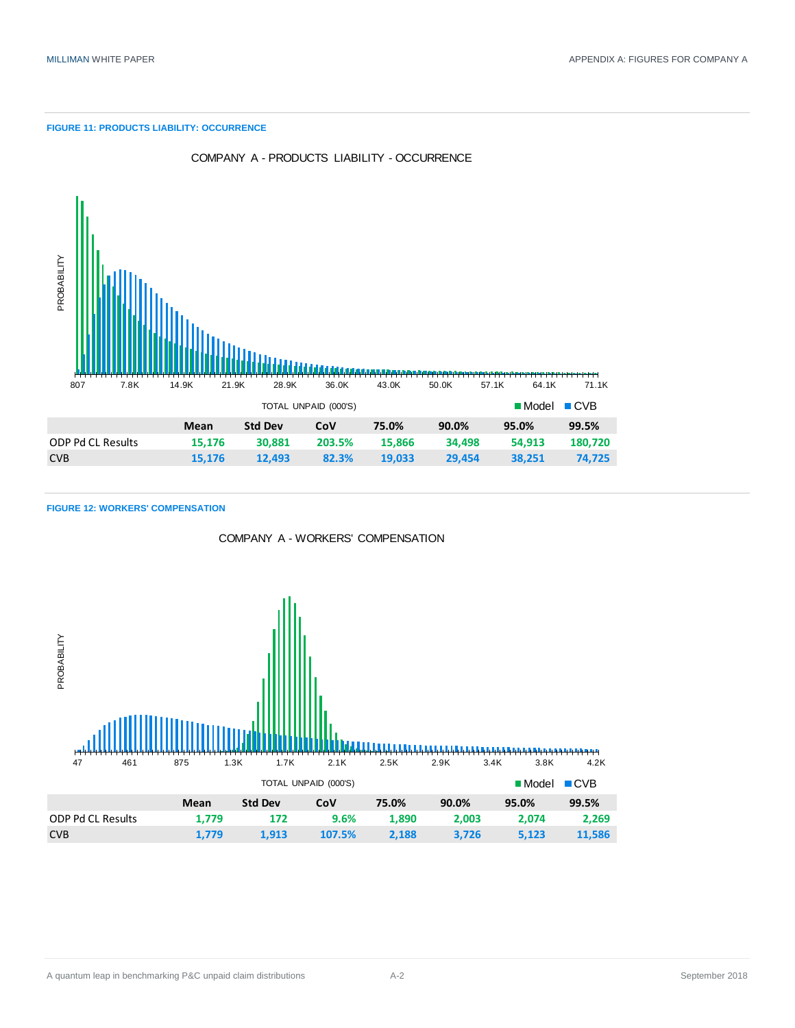**FIGURE 11: PRODUCTS LIABILITY: OCCURRENCE**

COMPANY A - PRODUCTS LIABILITY - OCCURRENCE

PROBABILITY

807 7.8K 14.9K 21.9K 28.9K 36.0K 43.0K 50.0K 57.1K 64.1K 71.1K

TOTAL UNPAID (000'S)

■ Model ■ CVB

| | Mean | Std Dev | CoV | 75.0% | 90.0% | 95.0% | 99.5% |
|---|---|---|---|---|---|---|---|
| ODP Pd CL Results | 15,176 | 30,881 | 203.5% | 15,866 | 34,498 | 54,913 | 180,720 |
| CVB | 15,176 | 12,493 | 82.3% | 19,033 | 29,454 | 38,251 | 74,725 |

**FIGURE 12: WORKERS' COMPENSATION**

COMPANY A - WORKERS' COMPENSATION

PROBABILITY

47 461 875 1.3K 1.7K 2.1K 2.5K 2.9K 3.4K 3.8K 4.2K

TOTAL UNPAID (000'S)

■ Model ■ CVB

| | Mean | Std Dev | CoV | 75.0% | 90.0% | 95.0% | 99.5% |
|---|---|---|---|---|---|---|---|
| ODP Pd CL Results | 1,779 | 172 | 9.6% | 1,890 | 2,003 | 2,074 | 2,269 |
| CVB | 1,779 | 1,913 | 107.5% | 2,188 | 3,726 | 5,123 | 11,586 |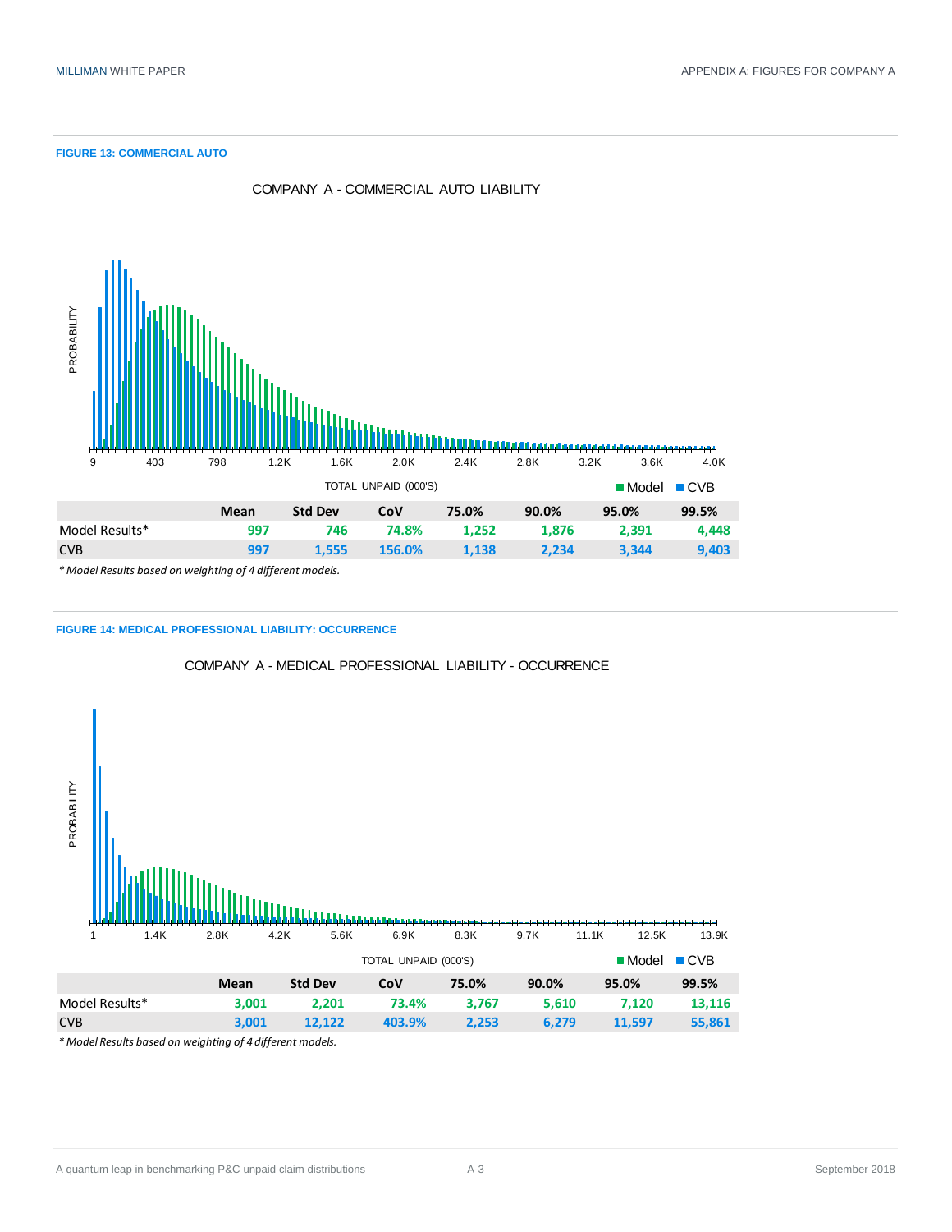**FIGURE 13: COMMERCIAL AUTO**

COMPANY A - COMMERCIAL AUTO LIABILITY

PROBABILITY

9 403 798 1.2K 1.6K 2.0K 2.4K 2.8K 3.2K 3.6K 4.0K

TOTAL UNPAID (000'S)

■ Model ■ CVB

| | Mean | Std Dev | CoV | 75.0% | 90.0% | 95.0% | 99.5% |
|---|---|---|---|---|---|---|---|
| Model Results* | 997 | 746 | 74.8% | 1,252 | 1,876 | 2,391 | 4,448 |
| CVB | 997 | 1,555 | 156.0% | 1,138 | 2,234 | 3,344 | 9,403 |

*\* Model Results based on weighting of 4 different models.*

**FIGURE 14: MEDICAL PROFESSIONAL LIABILITY: OCCURRENCE**

COMPANY A - MEDICAL PROFESSIONAL LIABILITY - OCCURRENCE

PROBABILITY

1 1.4K 2.8K 4.2K 5.6K 6.9K 8.3K 9.7K 11.1K 12.5K 13.9K

TOTAL UNPAID (000'S)

■ Model ■ CVB

| | Mean | Std Dev | CoV | 75.0% | 90.0% | 95.0% | 99.5% |
|---|---|---|---|---|---|---|---|
| Model Results* | 3,001 | 2,201 | 73.4% | 3,767 | 5,610 | 7,120 | 13,116 |
| CVB | 3,001 | 12,122 | 403.9% | 2,253 | 6,279 | 11,597 | 55,861 |

*\* Model Results based on weighting of 4 different models.*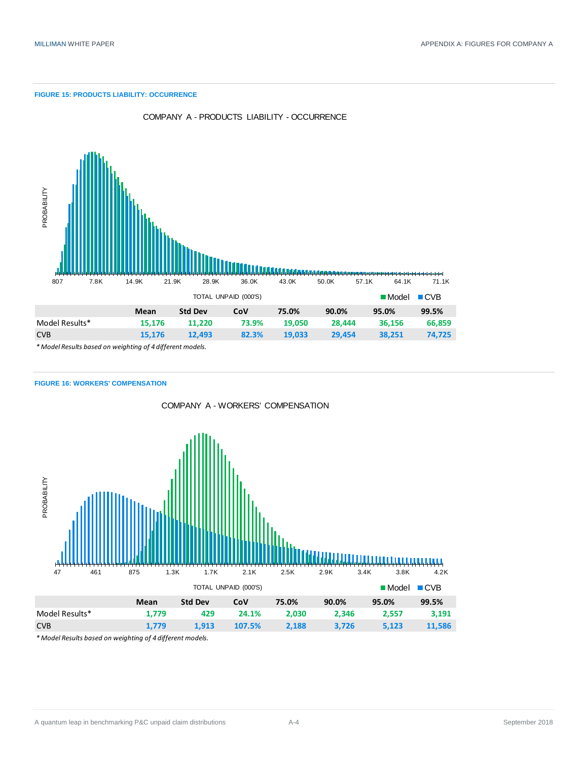**FIGURE 15: PRODUCTS LIABILITY: OCCURRENCE**

| | Mean | Std Dev | CoV | 75.0% | 90.0% | 95.0% | 99.5% |
|---|---|---|---|---|---|---|---|
| Model Results* | 15,176 | 11,220 | 73.9% | 19,050 | 28,444 | 36,156 | 66,859 |
| CVB | 15,176 | 12,493 | 82.3% | 19,033 | 29,454 | 38,251 | 74,725 |

*\* Model Results based on weighting of 4 different models.*

**FIGURE 16: WORKERS' COMPENSATION**

| | Mean | Std Dev | CoV | 75.0% | 90.0% | 95.0% | 99.5% |
|---|---|---|---|---|---|---|---|
| Model Results* | 1,779 | 429 | 24.1% | 2,030 | 2,346 | 2,557 | 3,191 |
| CVB | 1,779 | 1,913 | 107.5% | 2,188 | 3,726 | 5,123 | 11,586 |

*\* Model Results based on weighting of 4 different models.*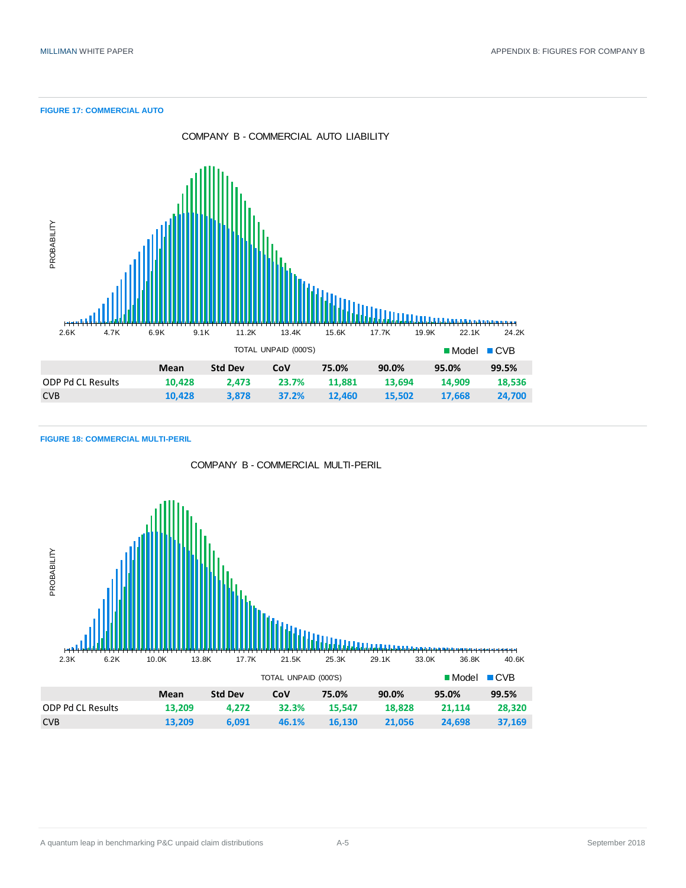**FIGURE 17: COMMERCIAL AUTO**

COMPANY B - COMMERCIAL AUTO LIABILITY

| | Mean | Std Dev | CoV | 75.0% | 90.0% | 95.0% | 99.5% |
|---|---|---|---|---|---|---|---|
| ODP Pd CL Results | 10,428 | 2,473 | 23.7% | 11,881 | 13,694 | 14,909 | 18,536 |
| CVB | 10,428 | 3,878 | 37.2% | 12,460 | 15,502 | 17,668 | 24,700 |

**FIGURE 18: COMMERCIAL MULTI-PERIL**

COMPANY B - COMMERCIAL MULTI-PERIL

| | Mean | Std Dev | CoV | 75.0% | 90.0% | 95.0% | 99.5% |
|---|---|---|---|---|---|---|---|
| ODP Pd CL Results | 13,209 | 4,272 | 32.3% | 15,547 | 18,828 | 21,114 | 28,320 |
| CVB | 13,209 | 6,091 | 46.1% | 16,130 | 21,056 | 24,698 | 37,169 |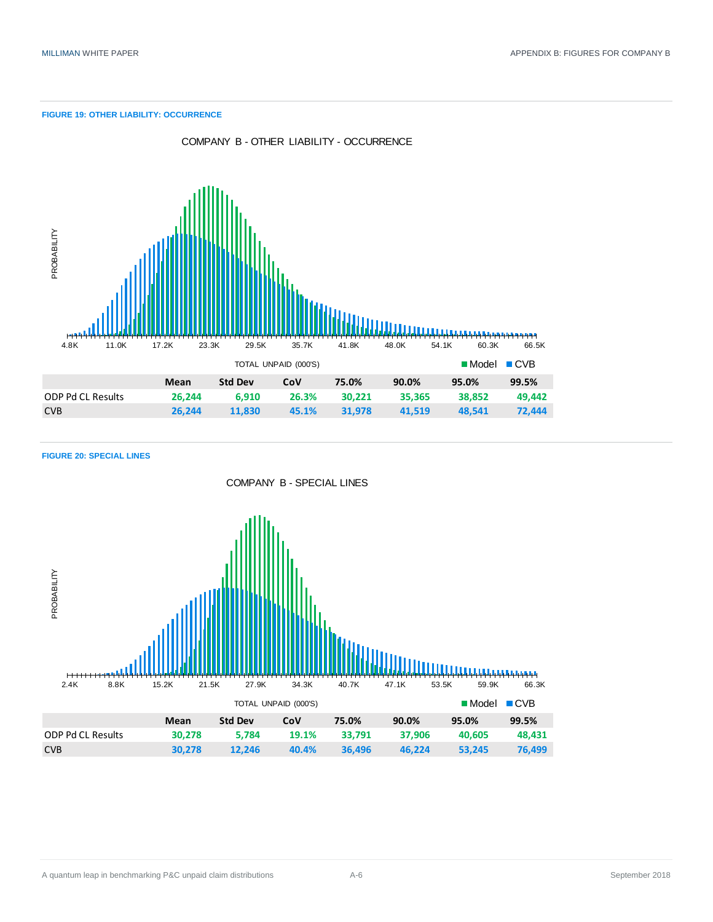**FIGURE 19: OTHER LIABILITY: OCCURRENCE**

COMPANY B - OTHER LIABILITY - OCCURRENCE

|  | Mean | Std Dev | CoV | 75.0% | 90.0% | 95.0% | 99.5% |
|---|---|---|---|---|---|---|---|
| ODP Pd CL Results | 26,244 | 6,910 | 26.3% | 30,221 | 35,365 | 38,852 | 49,442 |
| CVB | 26,244 | 11,830 | 45.1% | 31,978 | 41,519 | 48,541 | 72,444 |

**FIGURE 20: SPECIAL LINES**

COMPANY B - SPECIAL LINES

|  | Mean | Std Dev | CoV | 75.0% | 90.0% | 95.0% | 99.5% |
|---|---|---|---|---|---|---|---|
| ODP Pd CL Results | 30,278 | 5,784 | 19.1% | 33,791 | 37,906 | 40,605 | 48,431 |
| CVB | 30,278 | 12,246 | 40.4% | 36,496 | 46,224 | 53,245 | 76,499 |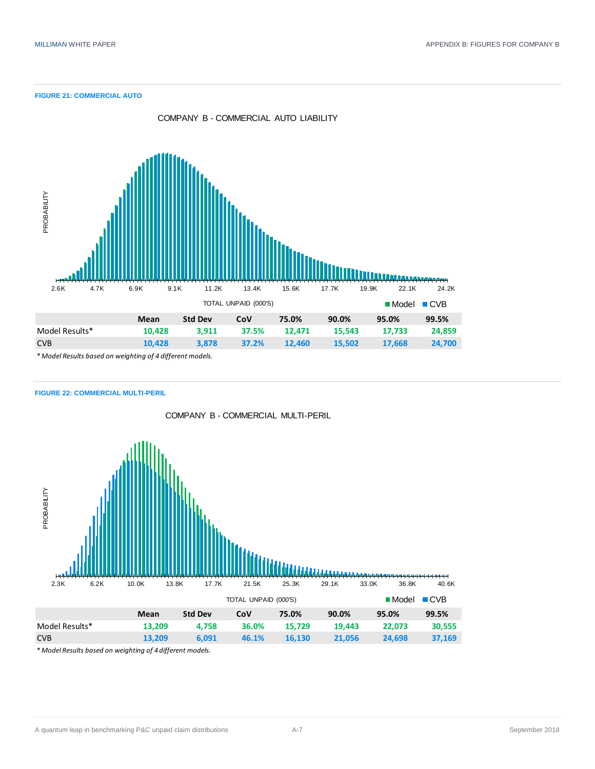**FIGURE 21: COMMERCIAL AUTO**

COMPANY B - COMMERCIAL AUTO LIABILITY

| | Mean | Std Dev | CoV | 75.0% | 90.0% | 95.0% | 99.5% |
|---|---|---|---|---|---|---|---|
| Model Results* | 10,428 | 3,911 | 37.5% | 12,471 | 15,543 | 17,733 | 24,859 |
| CVB | 10,428 | 3,878 | 37.2% | 12,460 | 15,502 | 17,668 | 24,700 |

*\* Model Results based on weighting of 4 different models.*

**FIGURE 22: COMMERCIAL MULTI-PERIL**

COMPANY B - COMMERCIAL MULTI-PERIL

| | Mean | Std Dev | CoV | 75.0% | 90.0% | 95.0% | 99.5% |
|---|---|---|---|---|---|---|---|
| Model Results* | 13,209 | 4,758 | 36.0% | 15,729 | 19,443 | 22,073 | 30,555 |
| CVB | 13,209 | 6,091 | 46.1% | 16,130 | 21,056 | 24,698 | 37,169 |

*\* Model Results based on weighting of 4 different models.*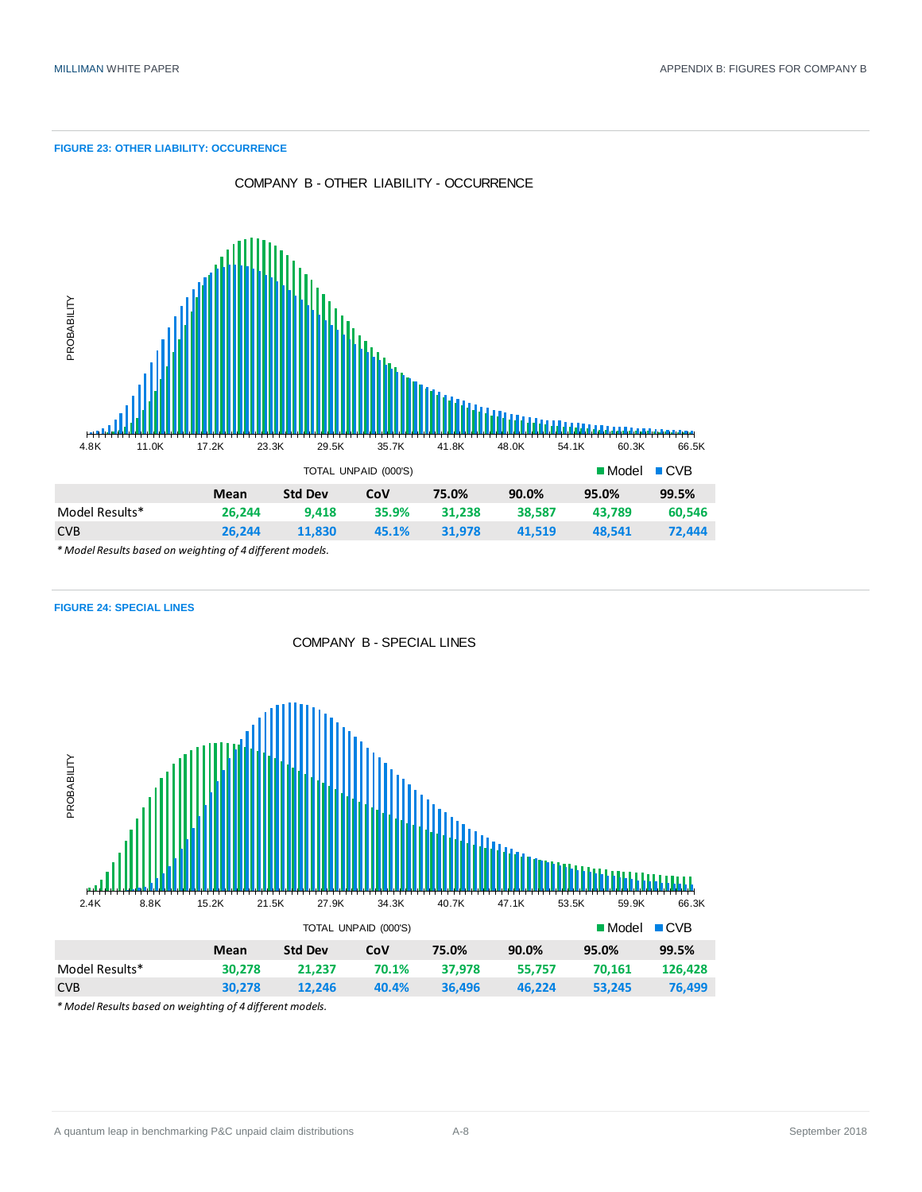**FIGURE 23: OTHER LIABILITY: OCCURRENCE**

COMPANY B - OTHER LIABILITY - OCCURRENCE

|  | Mean | Std Dev | CoV | 75.0% | 90.0% | 95.0% | 99.5% |
|---|---|---|---|---|---|---|---|
| Model Results* | 26,244 | 9,418 | 35.9% | 31,238 | 38,587 | 43,789 | 60,546 |
| CVB | 26,244 | 11,830 | 45.1% | 31,978 | 41,519 | 48,541 | 72,444 |

*\* Model Results based on weighting of 4 different models.*

**FIGURE 24: SPECIAL LINES**

COMPANY B - SPECIAL LINES

|  | Mean | Std Dev | CoV | 75.0% | 90.0% | 95.0% | 99.5% |
|---|---|---|---|---|---|---|---|
| Model Results* | 30,278 | 21,237 | 70.1% | 37,978 | 55,757 | 70,161 | 126,428 |
| CVB | 30,278 | 12,246 | 40.4% | 36,496 | 46,224 | 53,245 | 76,499 |

*\* Model Results based on weighting of 4 different models.*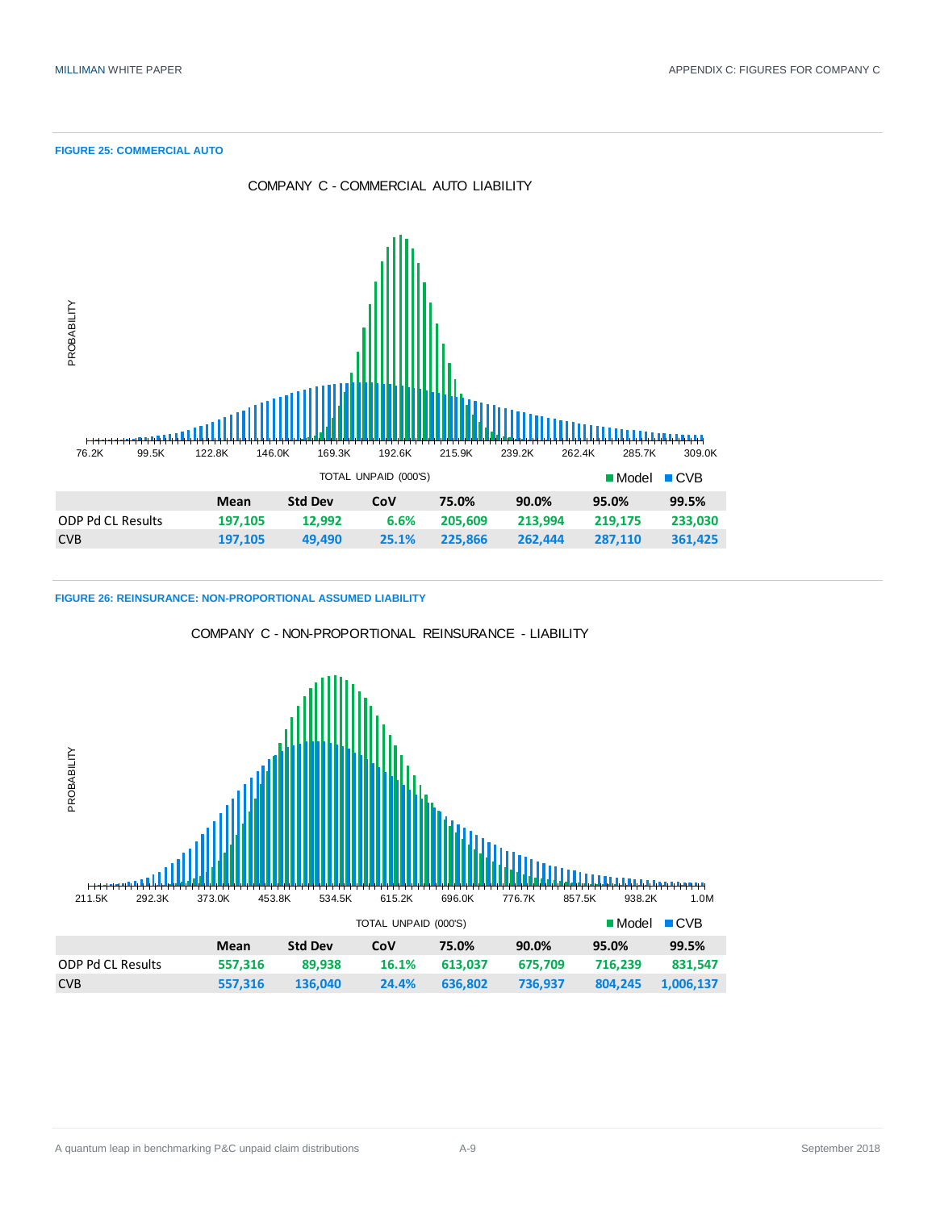**FIGURE 25: COMMERCIAL AUTO**

COMPANY C - COMMERCIAL AUTO LIABILITY

|  | Mean | Std Dev | CoV | 75.0% | 90.0% | 95.0% | 99.5% |
|---|---|---|---|---|---|---|---|
| ODP Pd CL Results | 197,105 | 12,992 | 6.6% | 205,609 | 213,994 | 219,175 | 233,030 |
| CVB | 197,105 | 49,490 | 25.1% | 225,866 | 262,444 | 287,110 | 361,425 |

**FIGURE 26: REINSURANCE: NON-PROPORTIONAL ASSUMED LIABILITY**

COMPANY C - NON-PROPORTIONAL REINSURANCE - LIABILITY

|  | Mean | Std Dev | CoV | 75.0% | 90.0% | 95.0% | 99.5% |
|---|---|---|---|---|---|---|---|
| ODP Pd CL Results | 557,316 | 89,938 | 16.1% | 613,037 | 675,709 | 716,239 | 831,547 |
| CVB | 557,316 | 136,040 | 24.4% | 636,802 | 736,937 | 804,245 | 1,006,137 |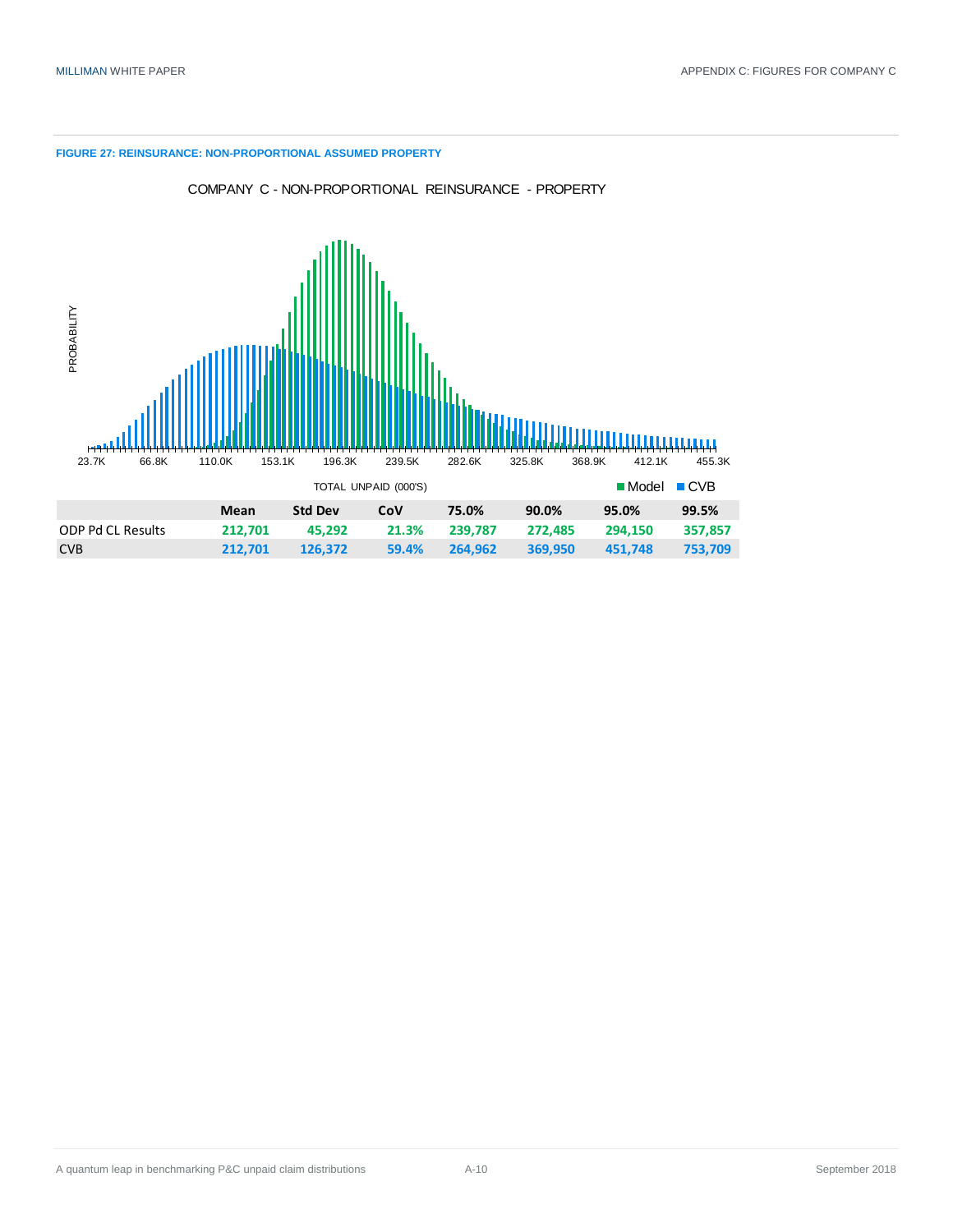**FIGURE 27: REINSURANCE: NON-PROPORTIONAL ASSUMED PROPERTY**

COMPANY C - NON-PROPORTIONAL REINSURANCE - PROPERTY

PROBABILITY

23.7K 66.8K 110.0K 153.1K 196.3K 239.5K 282.6K 325.8K 368.9K 412.1K 455.3K

TOTAL UNPAID (000'S)

Model CVB

| | Mean | Std Dev | CoV | 75.0% | 90.0% | 95.0% | 99.5% |
|---|---|---|---|---|---|---|---|
| ODP Pd CL Results | 212,701 | 45,292 | 21.3% | 239,787 | 272,485 | 294,150 | 357,857 |
| CVB | 212,701 | 126,372 | 59.4% | 264,962 | 369,950 | 451,748 | 753,709 |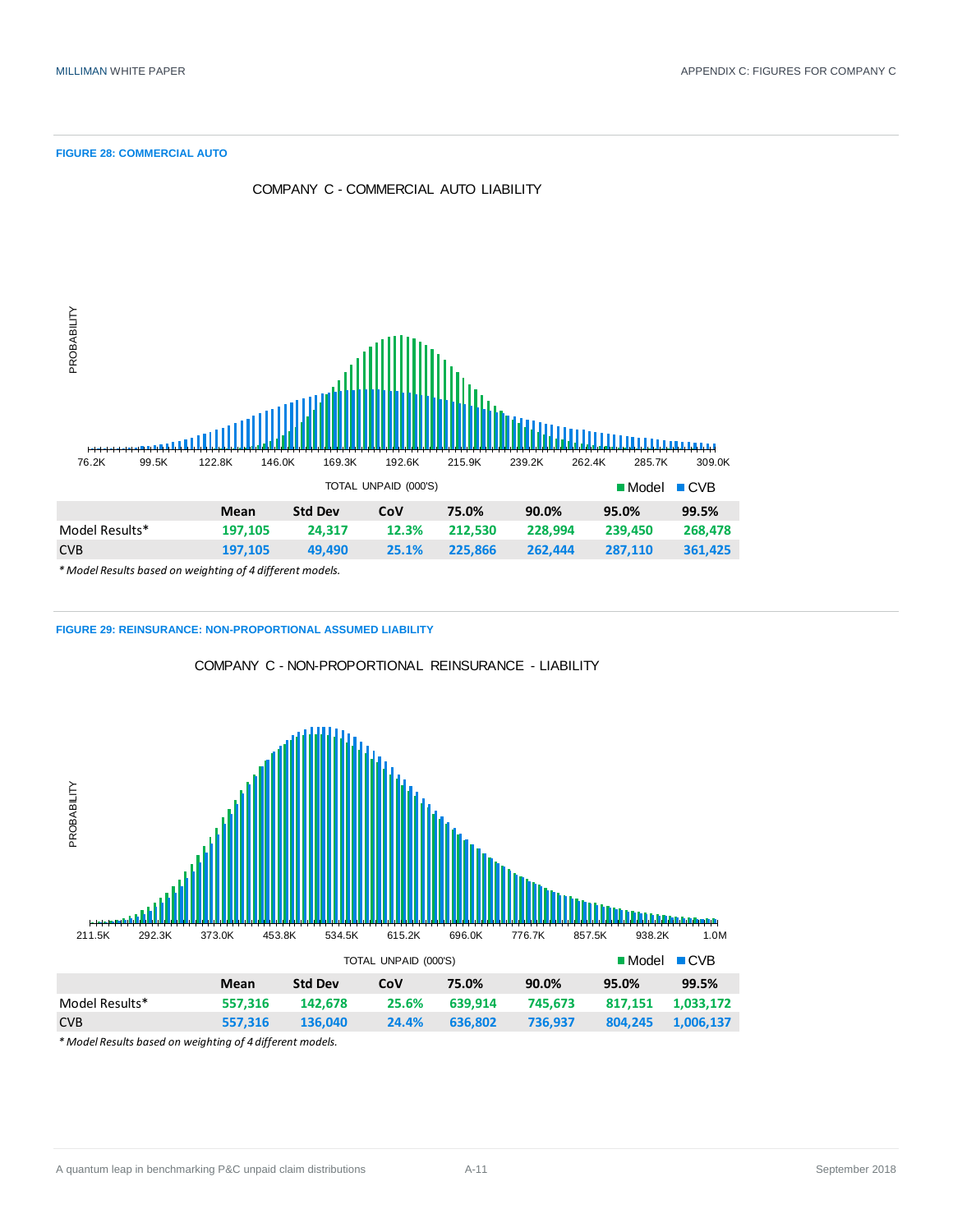**FIGURE 28: COMMERCIAL AUTO**

COMPANY C - COMMERCIAL AUTO LIABILITY

PROBABILITY

76.2K 99.5K 122.8K 146.0K 169.3K 192.6K 215.9K 239.2K 262.4K 285.7K 309.0K

TOTAL UNPAID (000'S)

Model CVB

| | Mean | Std Dev | CoV | 75.0% | 90.0% | 95.0% | 99.5% |
|---|---|---|---|---|---|---|---|
| Model Results* | 197,105 | 24,317 | 12.3% | 212,530 | 228,994 | 239,450 | 268,478 |
| CVB | 197,105 | 49,490 | 25.1% | 225,866 | 262,444 | 287,110 | 361,425 |

*\* Model Results based on weighting of 4 different models.*

**FIGURE 29: REINSURANCE: NON-PROPORTIONAL ASSUMED LIABILITY**

COMPANY C - NON-PROPORTIONAL REINSURANCE - LIABILITY

PROBABILITY

211.5K 292.3K 373.0K 453.8K 534.5K 615.2K 696.0K 776.7K 857.5K 938.2K 1.0M

TOTAL UNPAID (000'S)

Model CVB

| | Mean | Std Dev | CoV | 75.0% | 90.0% | 95.0% | 99.5% |
|---|---|---|---|---|---|---|---|
| Model Results* | 557,316 | 142,678 | 25.6% | 639,914 | 745,673 | 817,151 | 1,033,172 |
| CVB | 557,316 | 136,040 | 24.4% | 636,802 | 736,937 | 804,245 | 1,006,137 |

*\* Model Results based on weighting of 4 different models.*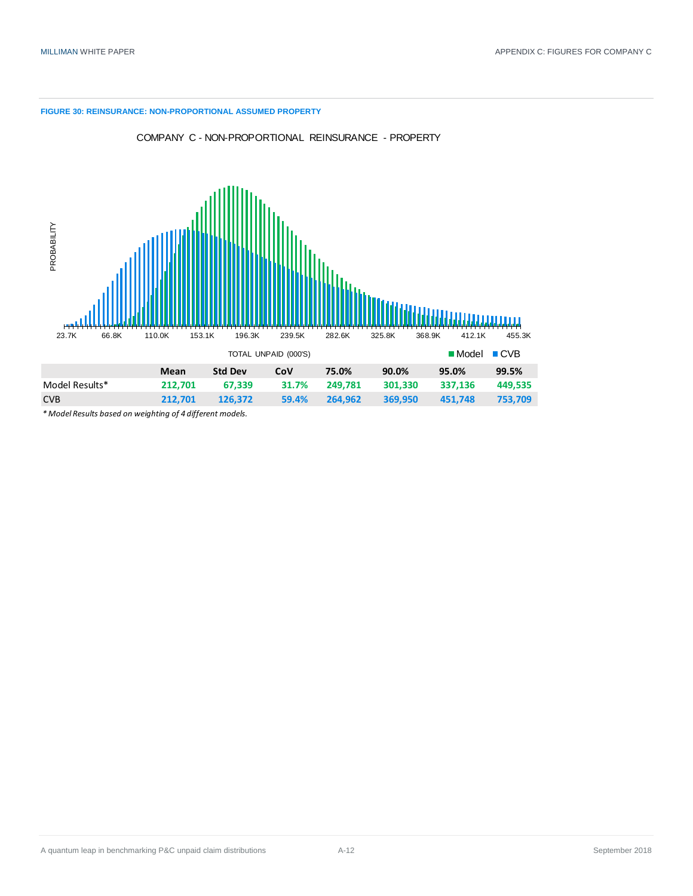**FIGURE 30: REINSURANCE: NON-PROPORTIONAL ASSUMED PROPERTY**

|  | Mean | Std Dev | CoV | 75.0% | 90.0% | 95.0% | 99.5% |
|---|---|---|---|---|---|---|---|
| Model Results* | 212,701 | 67,339 | 31.7% | 249,781 | 301,330 | 337,136 | 449,535 |
| CVB | 212,701 | 126,372 | 59.4% | 264,962 | 369,950 | 451,748 | 753,709 |

*\* Model Results based on weighting of 4 different models.*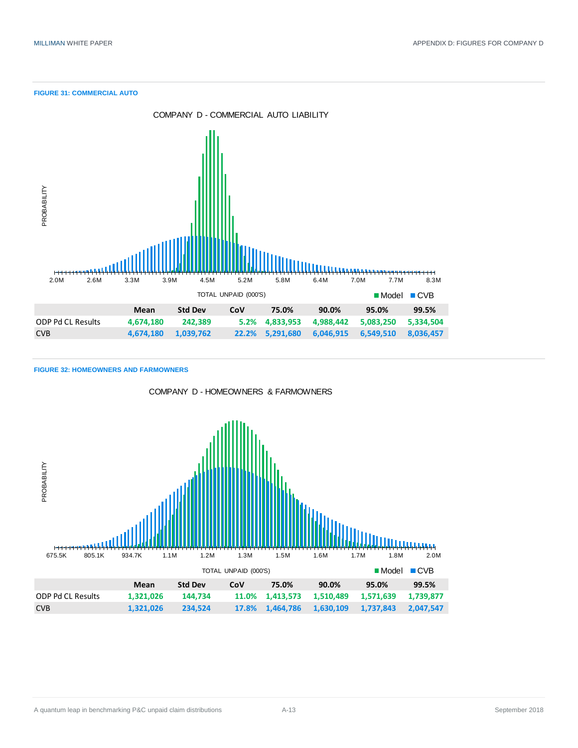**FIGURE 31: COMMERCIAL AUTO**

COMPANY D - COMMERCIAL AUTO LIABILITY

| | Mean | Std Dev | CoV | 75.0% | 90.0% | 95.0% | 99.5% |
|---|---|---|---|---|---|---|---|
| ODP Pd CL Results | 4,674,180 | 242,389 | 5.2% | 4,833,953 | 4,988,442 | 5,083,250 | 5,334,504 |
| CVB | 4,674,180 | 1,039,762 | 22.2% | 5,291,680 | 6,046,915 | 6,549,510 | 8,036,457 |

**FIGURE 32: HOMEOWNERS AND FARMOWNERS**

COMPANY D - HOMEOWNERS & FARMOWNERS

| | Mean | Std Dev | CoV | 75.0% | 90.0% | 95.0% | 99.5% |
|---|---|---|---|---|---|---|---|
| ODP Pd CL Results | 1,321,026 | 144,734 | 11.0% | 1,413,573 | 1,510,489 | 1,571,639 | 1,739,877 |
| CVB | 1,321,026 | 234,524 | 17.8% | 1,464,786 | 1,630,109 | 1,737,843 | 2,047,547 |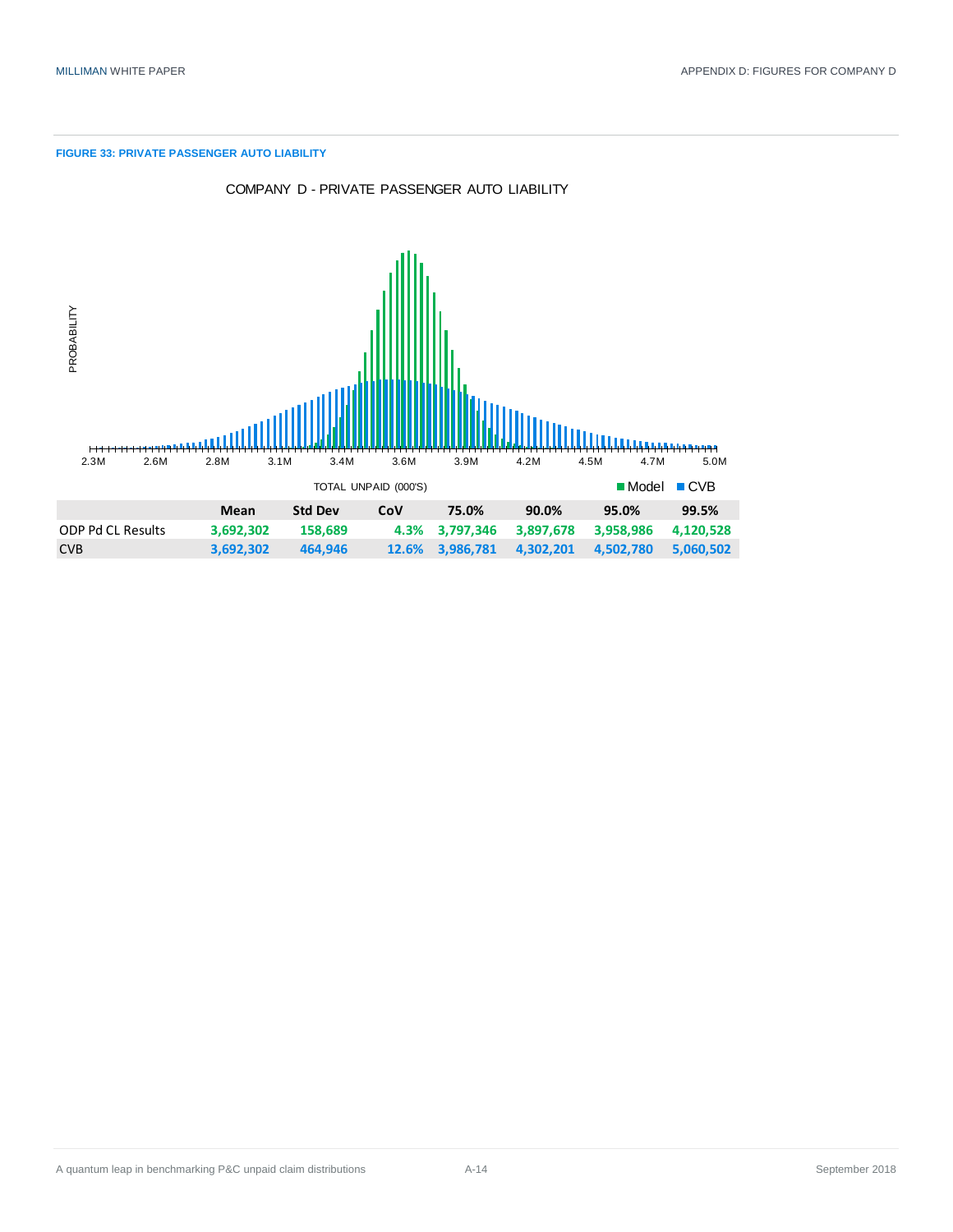**FIGURE 33: PRIVATE PASSENGER AUTO LIABILITY**

COMPANY D - PRIVATE PASSENGER AUTO LIABILITY

| | Mean | Std Dev | CoV | 75.0% | 90.0% | 95.0% | 99.5% |
|---|---|---|---|---|---|---|---|
| ODP Pd CL Results | 3,692,302 | 158,689 | 4.3% | 3,797,346 | 3,897,678 | 3,958,986 | 4,120,528 |
| CVB | 3,692,302 | 464,946 | 12.6% | 3,986,781 | 4,302,201 | 4,502,780 | 5,060,502 |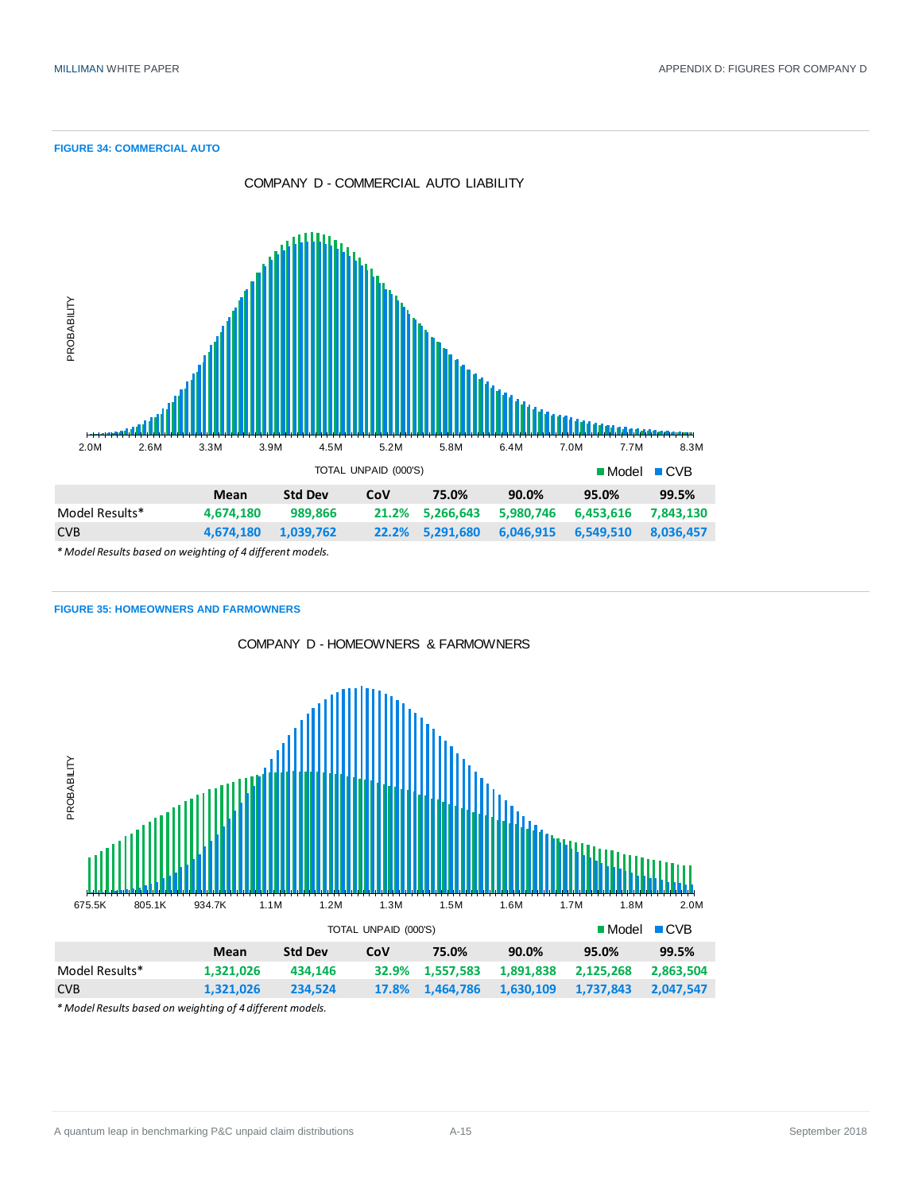**FIGURE 34: COMMERCIAL AUTO**

COMPANY D - COMMERCIAL AUTO LIABILITY

| | Mean | Std Dev | CoV | 75.0% | 90.0% | 95.0% | 99.5% |
|---|---|---|---|---|---|---|---|
| Model Results* | 4,674,180 | 989,866 | 21.2% | 5,266,643 | 5,980,746 | 6,453,616 | 7,843,130 |
| CVB | 4,674,180 | 1,039,762 | 22.2% | 5,291,680 | 6,046,915 | 6,549,510 | 8,036,457 |

*\* Model Results based on weighting of 4 different models.*

**FIGURE 35: HOMEOWNERS AND FARMOWNERS**

COMPANY D - HOMEOWNERS & FARMOWNERS

| | Mean | Std Dev | CoV | 75.0% | 90.0% | 95.0% | 99.5% |
|---|---|---|---|---|---|---|---|
| Model Results* | 1,321,026 | 434,146 | 32.9% | 1,557,583 | 1,891,838 | 2,125,268 | 2,863,504 |
| CVB | 1,321,026 | 234,524 | 17.8% | 1,464,786 | 1,630,109 | 1,737,843 | 2,047,547 |

*\* Model Results based on weighting of 4 different models.*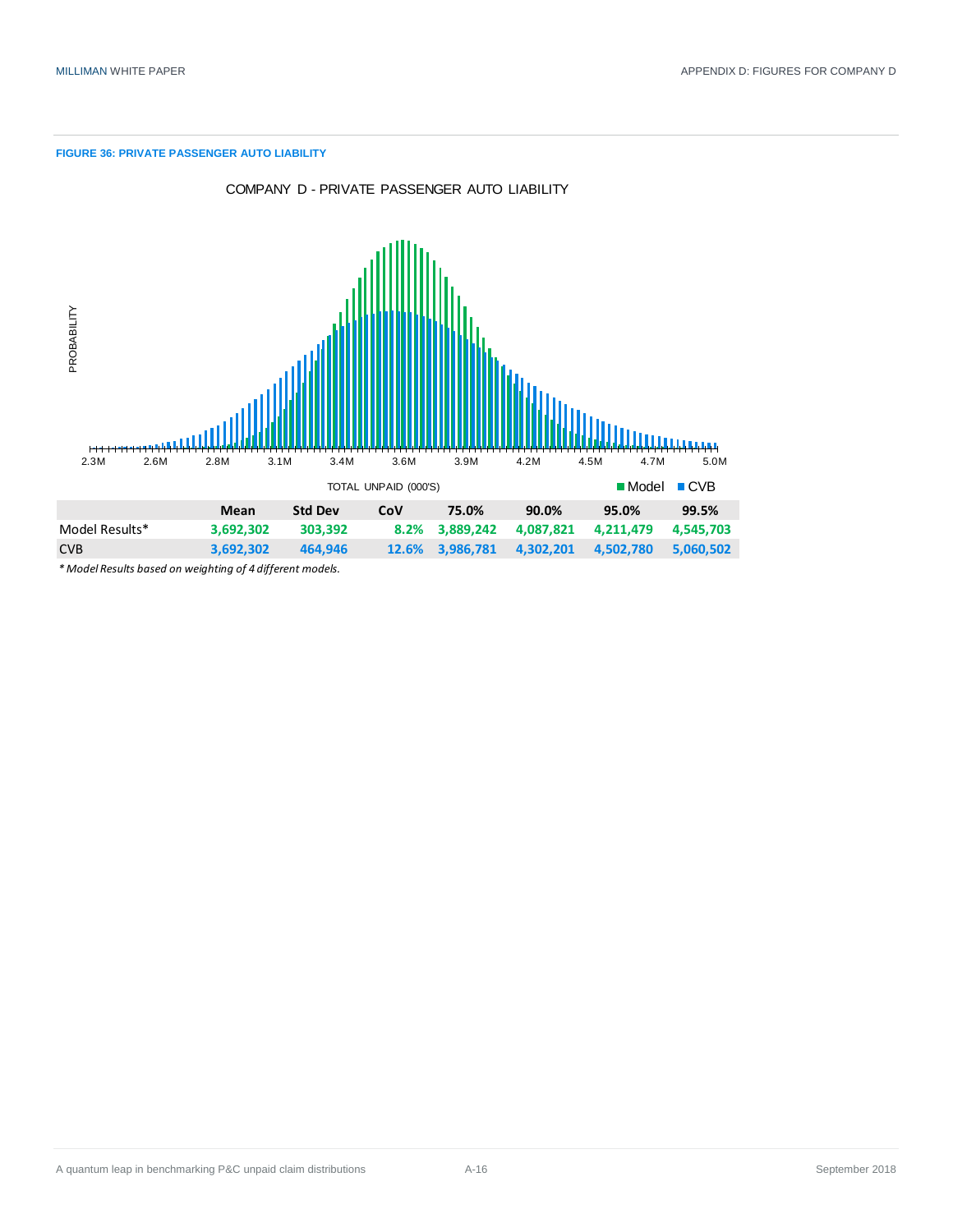**FIGURE 36: PRIVATE PASSENGER AUTO LIABILITY**

COMPANY D - PRIVATE PASSENGER AUTO LIABILITY

PROBABILITY

2.3M 2.6M 2.8M 3.1M 3.4M 3.6M 3.9M 4.2M 4.5M 4.7M 5.0M

TOTAL UNPAID (000'S)

Model CVB

| | Mean | Std Dev | CoV | 75.0% | 90.0% | 95.0% | 99.5% |
|---|---|---|---|---|---|---|---|
| Model Results* | 3,692,302 | 303,392 | 8.2% | 3,889,242 | 4,087,821 | 4,211,479 | 4,545,703 |
| CVB | 3,692,302 | 464,946 | 12.6% | 3,986,781 | 4,302,201 | 4,502,780 | 5,060,502 |

*\* Model Results based on weighting of 4 different models.*